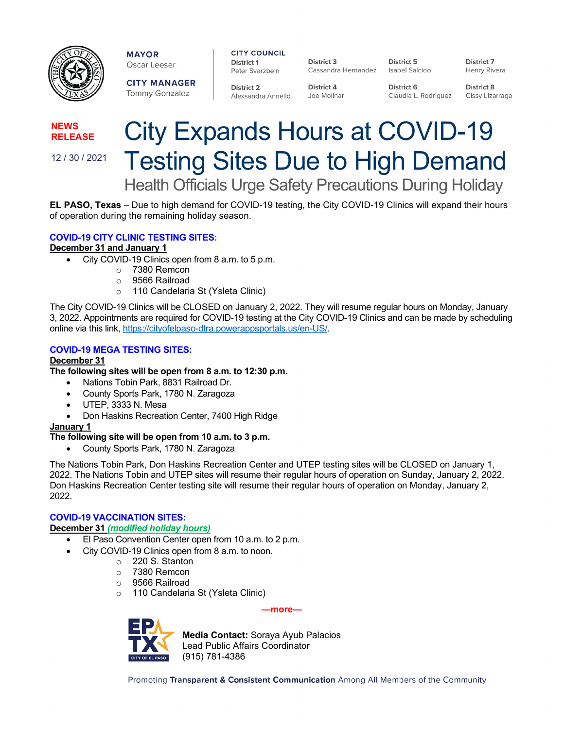**MAYOR**
Oscar Leeser

**CITY MANAGER**
Tommy Gonzalez

**CITY COUNCIL**

**District 1** Peter Svarzbein
**District 2** Alexsandra Annello
**District 3** Cassandra Hernandez
**District 4** Joe Molinar
**District 5** Isabel Salcido
**District 6** Claudia L. Rodriguez
**District 7** Henry Rivera
**District 8** Cissy Lizarraga

**NEWS RELEASE**

12 / 30 / 2021

# City Expands Hours at COVID-19 Testing Sites Due to High Demand

## Health Officials Urge Safety Precautions During Holiday

**EL PASO, Texas** – Due to high demand for COVID-19 testing, the City COVID-19 Clinics will expand their hours of operation during the remaining holiday season.

### COVID-19 CITY CLINIC TESTING SITES:

**December 31 and January 1**

- City COVID-19 Clinics open from 8 a.m. to 5 p.m.
  - 7380 Remcon
  - 9566 Railroad
  - 110 Candelaria St (Ysleta Clinic)

The City COVID-19 Clinics will be CLOSED on January 2, 2022. They will resume regular hours on Monday, January 3, 2022. Appointments are required for COVID-19 testing at the City COVID-19 Clinics and can be made by scheduling online via this link, https://cityofelpaso-dtra.powerappsportals.us/en-US/.

### COVID-19 MEGA TESTING SITES:

**December 31**

**The following sites will be open from 8 a.m. to 12:30 p.m.**

- Nations Tobin Park, 8831 Railroad Dr.
- County Sports Park, 1780 N. Zaragoza
- UTEP, 3333 N. Mesa
- Don Haskins Recreation Center, 7400 High Ridge

**January 1**

**The following site will be open from 10 a.m. to 3 p.m.**

- County Sports Park, 1780 N. Zaragoza

The Nations Tobin Park, Don Haskins Recreation Center and UTEP testing sites will be CLOSED on January 1, 2022. The Nations Tobin and UTEP sites will resume their regular hours of operation on Sunday, January 2, 2022. Don Haskins Recreation Center testing site will resume their regular hours of operation on Monday, January 2, 2022.

### COVID-19 VACCINATION SITES:

**December 31** ***(modified holiday hours)***

- El Paso Convention Center open from 10 a.m. to 2 p.m.
- City COVID-19 Clinics open from 8 a.m. to noon.
  - 220 S. Stanton
  - 7380 Remcon
  - 9566 Railroad
  - 110 Candelaria St (Ysleta Clinic)

—more—

**Media Contact:** Soraya Ayub Palacios
Lead Public Affairs Coordinator
(915) 781-4386

Promoting **Transparent & Consistent Communication** Among All Members of the Community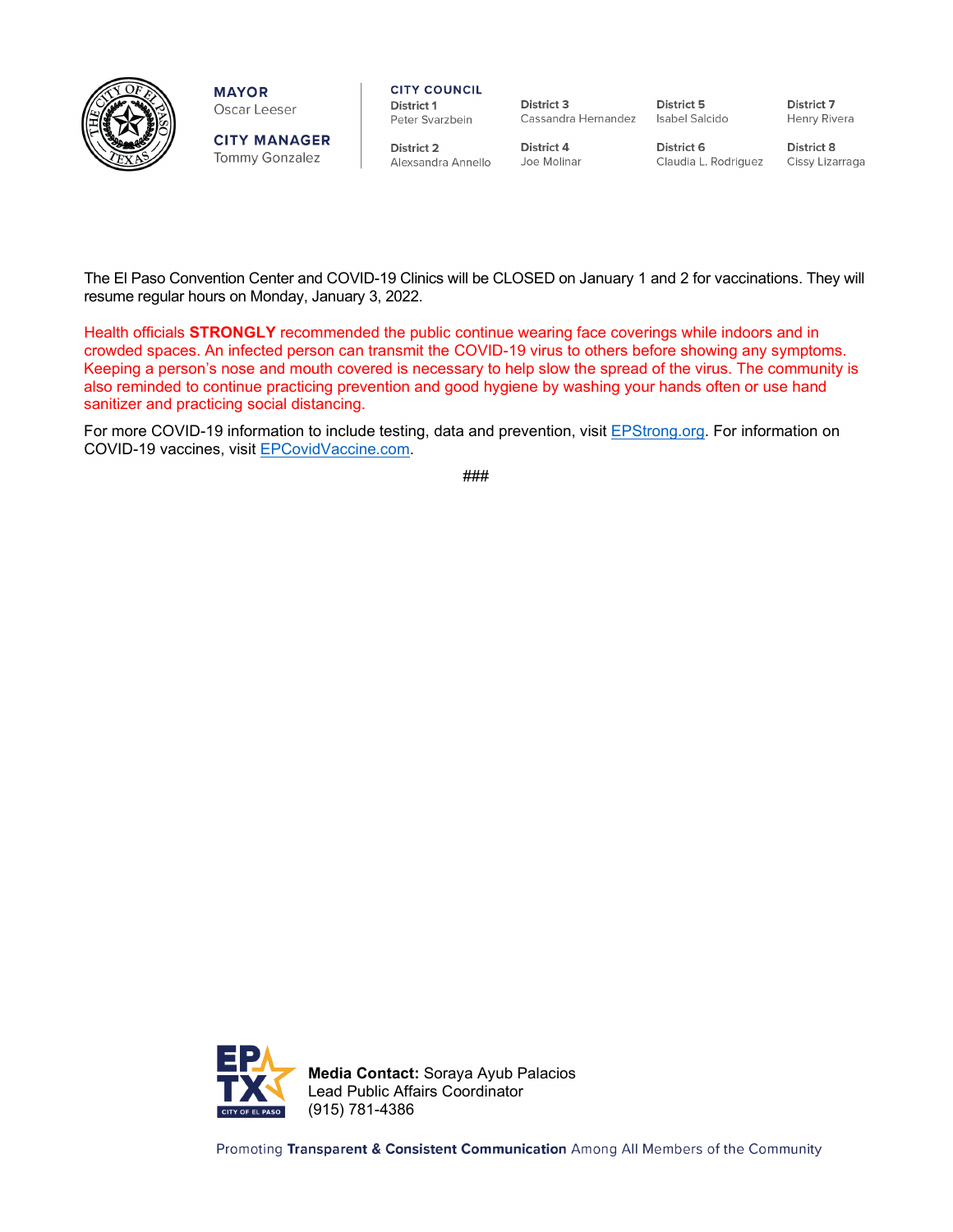**MAYOR**
Oscar Leeser

**CITY MANAGER**
Tommy Gonzalez

**CITY COUNCIL**

**District 1**
Peter Svarzbein

**District 2**
Alexsandra Annello

**District 3**
Cassandra Hernandez

**District 4**
Joe Molinar

**District 5**
Isabel Salcido

**District 6**
Claudia L. Rodriguez

**District 7**
Henry Rivera

**District 8**
Cissy Lizarraga

The El Paso Convention Center and COVID-19 Clinics will be CLOSED on January 1 and 2 for vaccinations. They will resume regular hours on Monday, January 3, 2022.

Health officials **STRONGLY** recommended the public continue wearing face coverings while indoors and in crowded spaces. An infected person can transmit the COVID-19 virus to others before showing any symptoms. Keeping a person's nose and mouth covered is necessary to help slow the spread of the virus. The community is also reminded to continue practicing prevention and good hygiene by washing your hands often or use hand sanitizer and practicing social distancing.

For more COVID-19 information to include testing, data and prevention, visit [EPStrong.org](EPStrong.org). For information on COVID-19 vaccines, visit [EPCovidVaccine.com](EPCovidVaccine.com).

###

**Media Contact:** Soraya Ayub Palacios
Lead Public Affairs Coordinator
(915) 781-4386

Promoting **Transparent & Consistent Communication** Among All Members of the Community